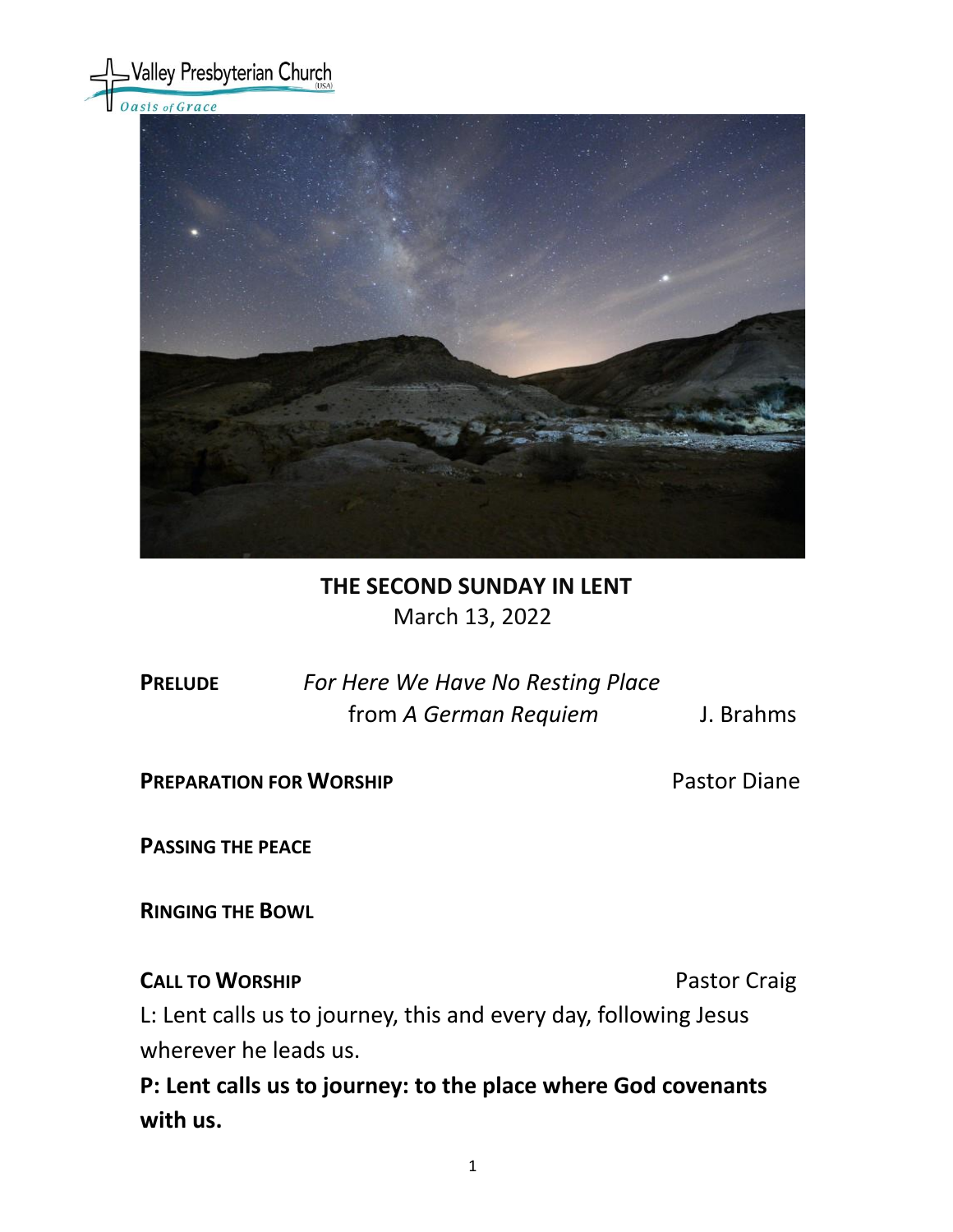Valley Presbyterian Church (USA)
*Oasis of Grace*

# THE SECOND SUNDAY IN LENT

March 13, 2022

**PRELUDE** *For Here We Have No Resting Place* from *A German Requiem* J. Brahms

**PREPARATION FOR WORSHIP** Pastor Diane

**PASSING THE PEACE**

**RINGING THE BOWL**

**CALL TO WORSHIP** Pastor Craig

L: Lent calls us to journey, this and every day, following Jesus wherever he leads us.

**P: Lent calls us to journey: to the place where God covenants with us.**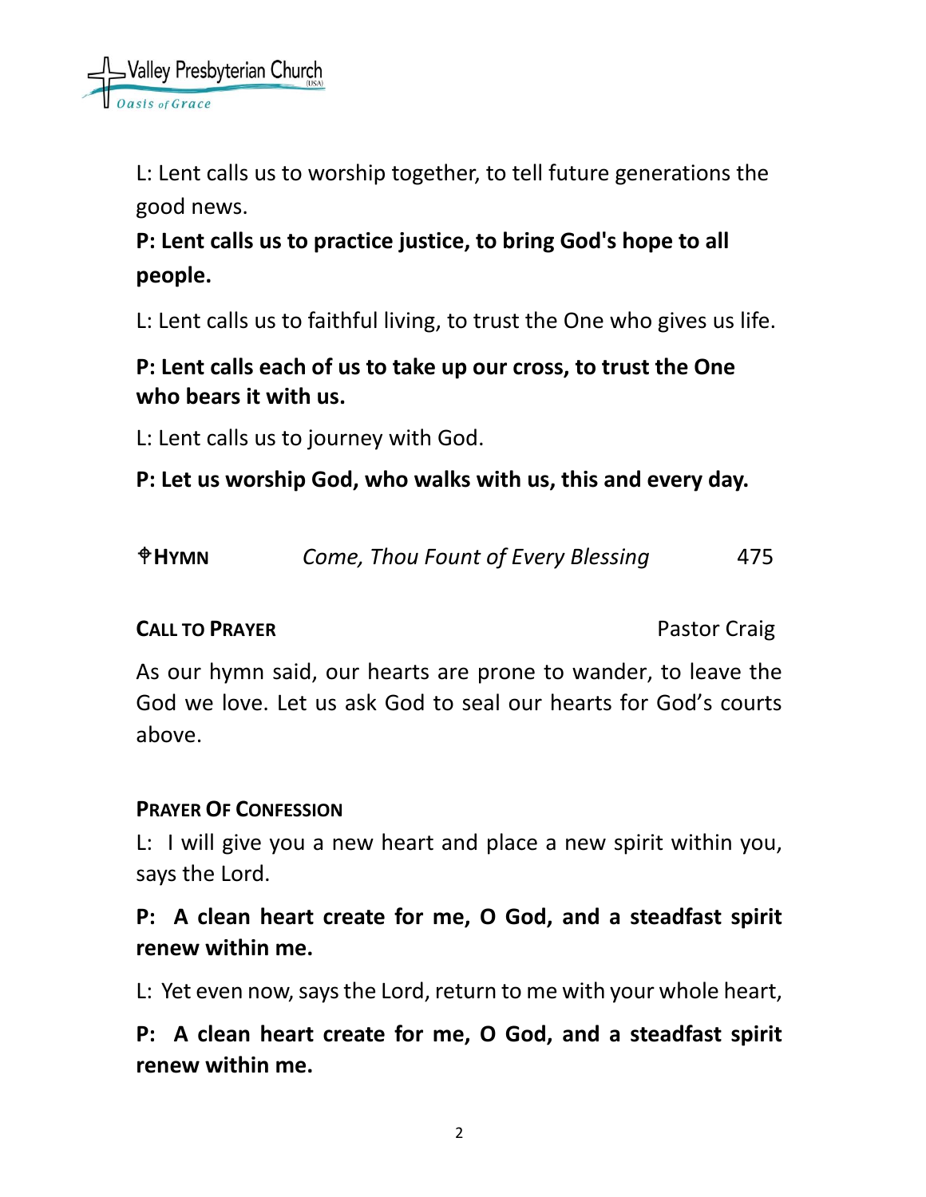L: Lent calls us to worship together, to tell future generations the good news.

**P: Lent calls us to practice justice, to bring God's hope to all people.**

L: Lent calls us to faithful living, to trust the One who gives us life.

**P: Lent calls each of us to take up our cross, to trust the One who bears it with us.**

L: Lent calls us to journey with God.

**P: Let us worship God, who walks with us, this and every day.**

✝**HYMN** *Come, Thou Fount of Every Blessing* 475

**CALL TO PRAYER** Pastor Craig

As our hymn said, our hearts are prone to wander, to leave the God we love. Let us ask God to seal our hearts for God's courts above.

**PRAYER OF CONFESSION**

L: I will give you a new heart and place a new spirit within you, says the Lord.

**P: A clean heart create for me, O God, and a steadfast spirit renew within me.**

L: Yet even now, says the Lord, return to me with your whole heart,

**P: A clean heart create for me, O God, and a steadfast spirit renew within me.**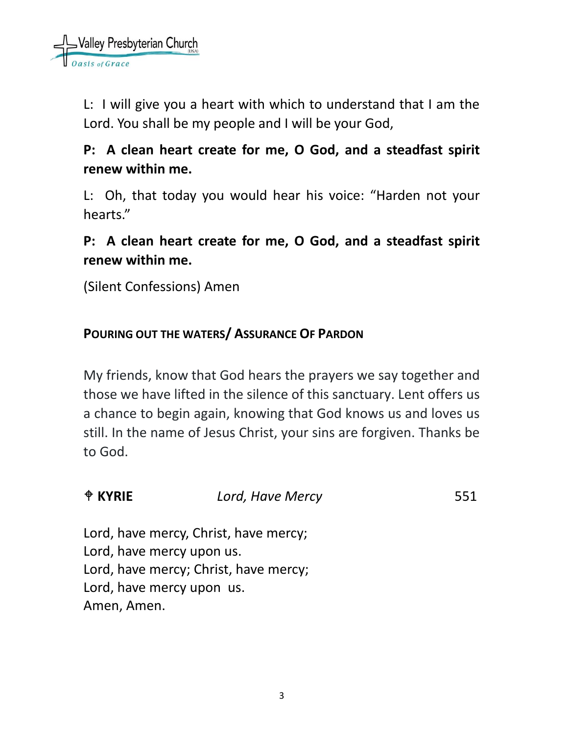L:  I will give you a heart with which to understand that I am the Lord. You shall be my people and I will be your God,

**P:  A clean heart create for me, O God, and a steadfast spirit renew within me.**

L:  Oh, that today you would hear his voice: "Harden not your hearts."

**P:  A clean heart create for me, O God, and a steadfast spirit renew within me.**

(Silent Confessions) Amen

**POURING OUT THE WATERS/ ASSURANCE OF PARDON**

My friends, know that God hears the prayers we say together and those we have lifted in the silence of this sanctuary. Lent offers us a chance to begin again, knowing that God knows us and loves us still. In the name of Jesus Christ, your sins are forgiven. Thanks be to God.

**⌖ KYRIE** *Lord, Have Mercy* 551

Lord, have mercy, Christ, have mercy;
Lord, have mercy upon us.
Lord, have mercy; Christ, have mercy;
Lord, have mercy upon us.
Amen, Amen.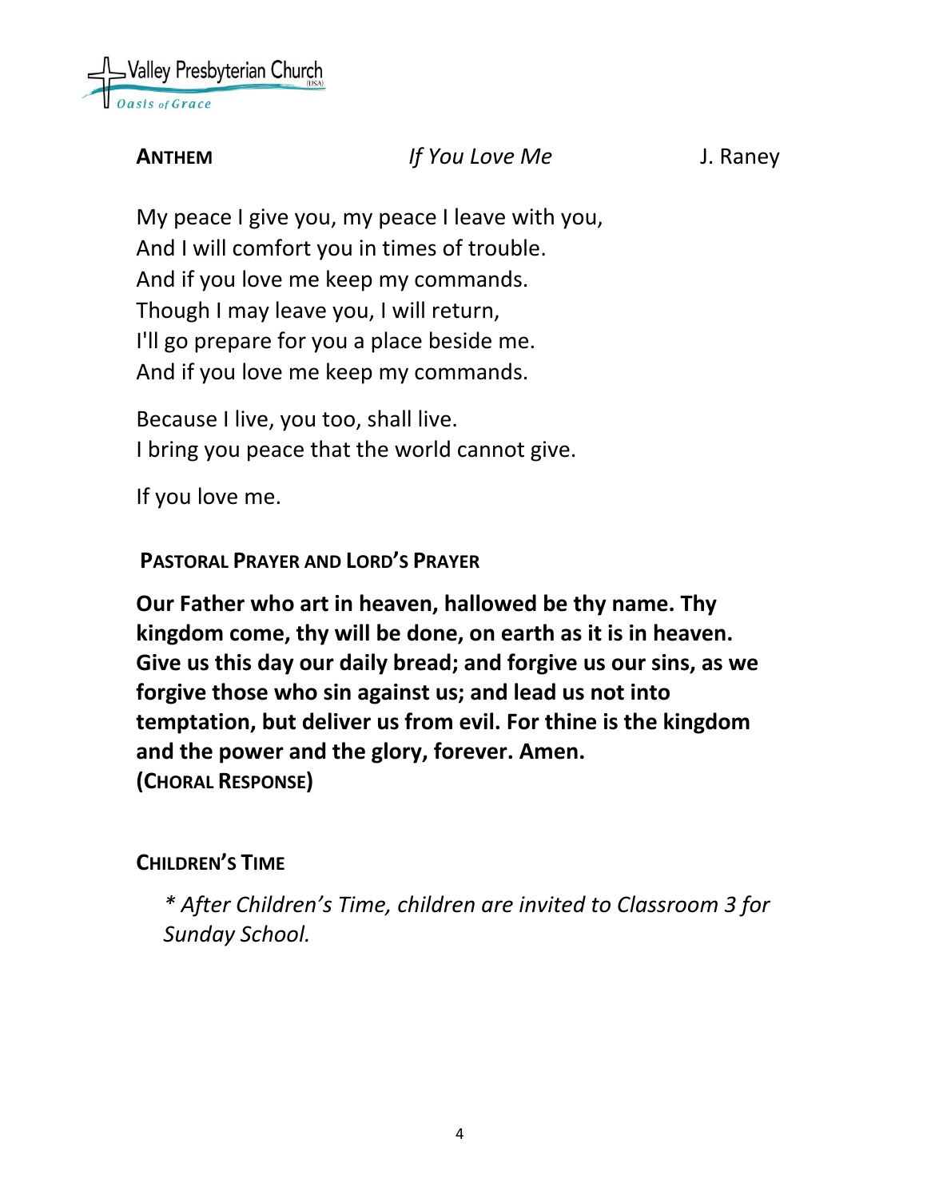**ANTHEM** *If You Love Me* J. Raney

My peace I give you, my peace I leave with you,
And I will comfort you in times of trouble.
And if you love me keep my commands.
Though I may leave you, I will return,
I'll go prepare for you a place beside me.
And if you love me keep my commands.

Because I live, you too, shall live.
I bring you peace that the world cannot give.

If you love me.

**PASTORAL PRAYER AND LORD'S PRAYER**

**Our Father who art in heaven, hallowed be thy name. Thy kingdom come, thy will be done, on earth as it is in heaven. Give us this day our daily bread; and forgive us our sins, as we forgive those who sin against us; and lead us not into temptation, but deliver us from evil. For thine is the kingdom and the power and the glory, forever. Amen.**
**(CHORAL RESPONSE)**

**CHILDREN'S TIME**

*\* After Children's Time, children are invited to Classroom 3 for Sunday School.*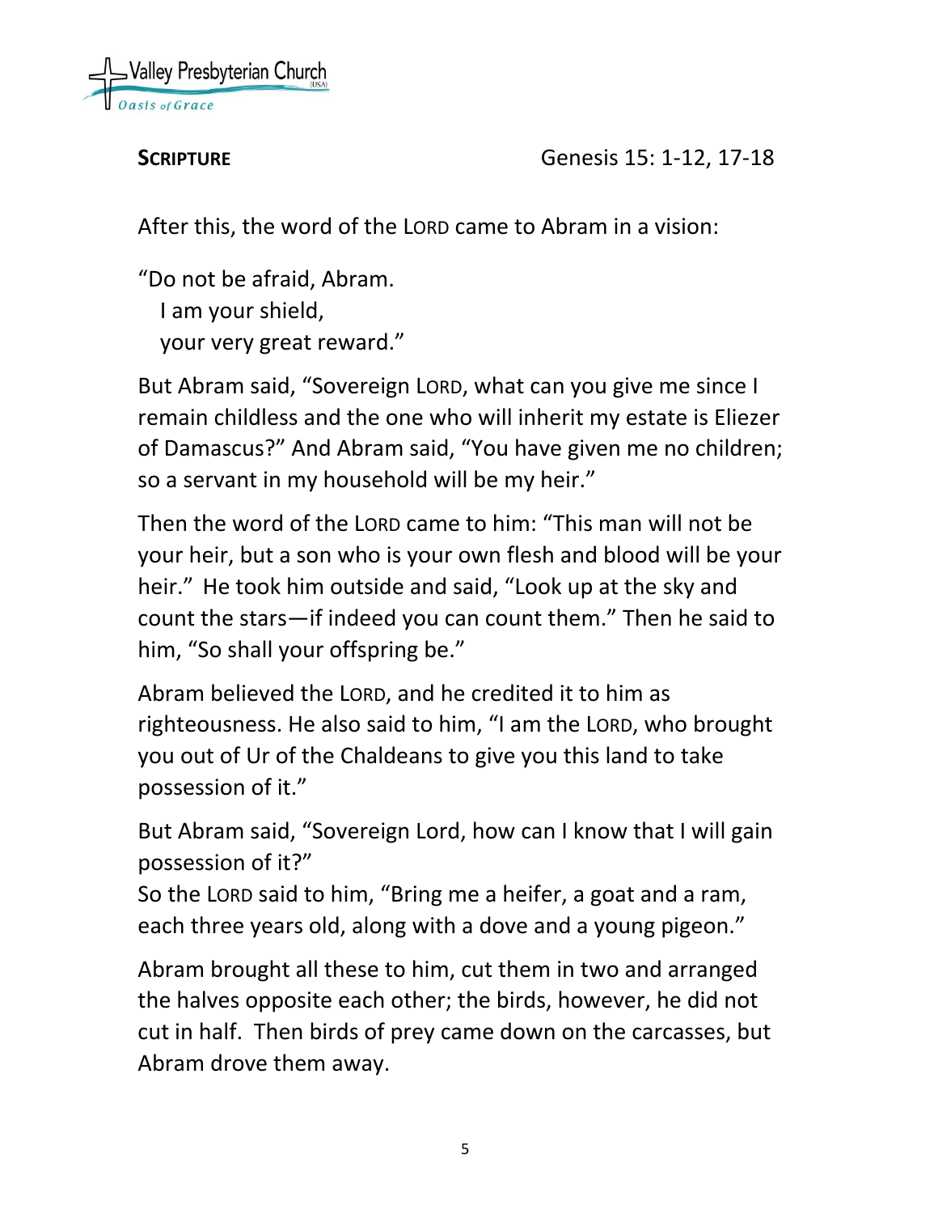**SCRIPTURE** Genesis 15: 1-12, 17-18

After this, the word of the LORD came to Abram in a vision:

"Do not be afraid, Abram.  
  I am your shield,  
  your very great reward."

But Abram said, "Sovereign LORD, what can you give me since I remain childless and the one who will inherit my estate is Eliezer of Damascus?" And Abram said, "You have given me no children; so a servant in my household will be my heir."

Then the word of the LORD came to him: "This man will not be your heir, but a son who is your own flesh and blood will be your heir." He took him outside and said, "Look up at the sky and count the stars—if indeed you can count them." Then he said to him, "So shall your offspring be."

Abram believed the LORD, and he credited it to him as righteousness. He also said to him, "I am the LORD, who brought you out of Ur of the Chaldeans to give you this land to take possession of it."

But Abram said, "Sovereign Lord, how can I know that I will gain possession of it?"  
So the LORD said to him, "Bring me a heifer, a goat and a ram, each three years old, along with a dove and a young pigeon."

Abram brought all these to him, cut them in two and arranged the halves opposite each other; the birds, however, he did not cut in half. Then birds of prey came down on the carcasses, but Abram drove them away.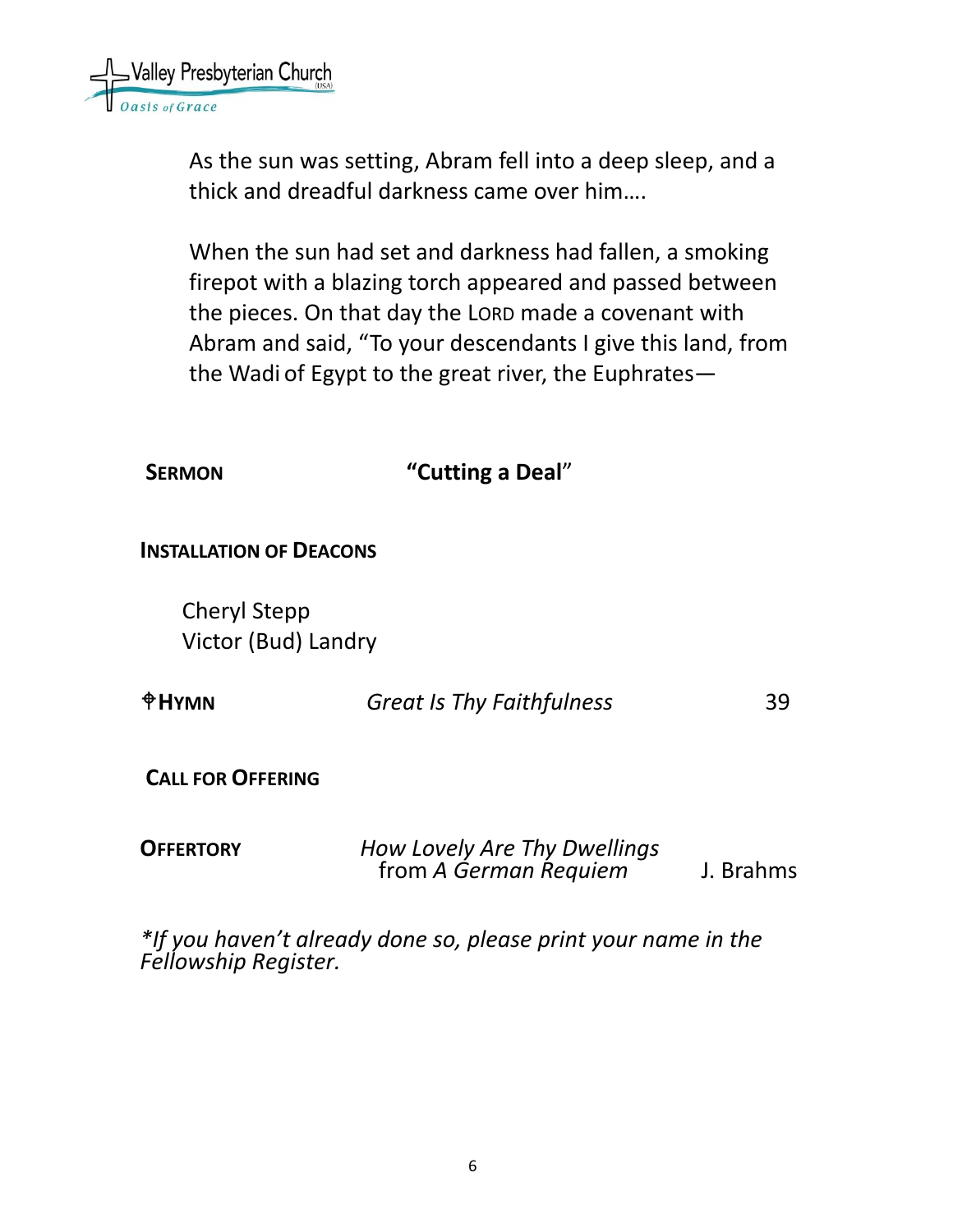As the sun was setting, Abram fell into a deep sleep, and a thick and dreadful darkness came over him….

When the sun had set and darkness had fallen, a smoking firepot with a blazing torch appeared and passed between the pieces. On that day the LORD made a covenant with Abram and said, "To your descendants I give this land, from the Wadi of Egypt to the great river, the Euphrates—

**SERMON** **"Cutting a Deal"**

**INSTALLATION OF DEACONS**

Cheryl Stepp
Victor (Bud) Landry

**✠HYMN** *Great Is Thy Faithfulness* 39

**CALL FOR OFFERING**

**OFFERTORY** *How Lovely Are Thy Dwellings* from *A German Requiem* J. Brahms

*\*If you haven't already done so, please print your name in the Fellowship Register.*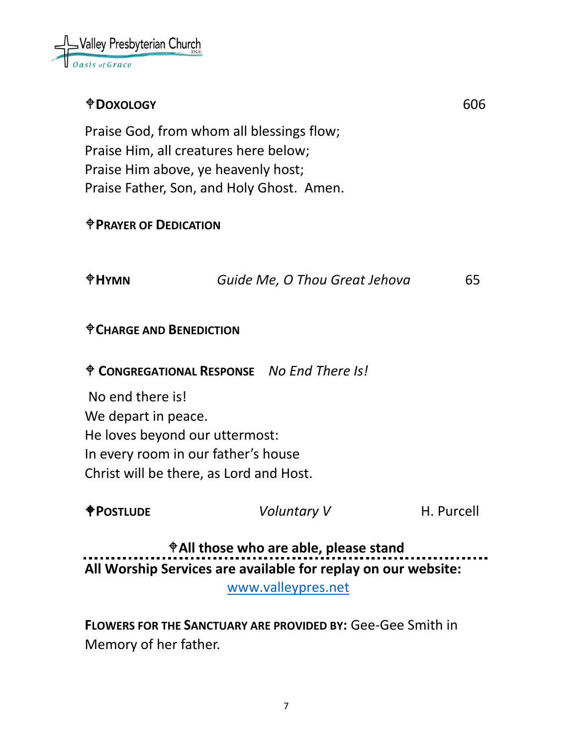Valley Presbyterian Church (USA)
*Oasis of Grace*

**⌖Doxology** 606

Praise God, from whom all blessings flow;
Praise Him, all creatures here below;
Praise Him above, ye heavenly host;
Praise Father, Son, and Holy Ghost. Amen.

**⌖Prayer of Dedication**

**⌖Hymn** *Guide Me, O Thou Great Jehova* 65

**⌖Charge and Benediction**

**⌖ Congregational Response** *No End There Is!*

No end there is!
We depart in peace.
He loves beyond our uttermost:
In every room in our father's house
Christ will be there, as Lord and Host.

**⌖Postlude** *Voluntary V* H. Purcell

**⌖All those who are able, please stand**

**All Worship Services are available for replay on our website:**
www.valleypres.net

**Flowers for the Sanctuary are provided by:** Gee-Gee Smith in Memory of her father.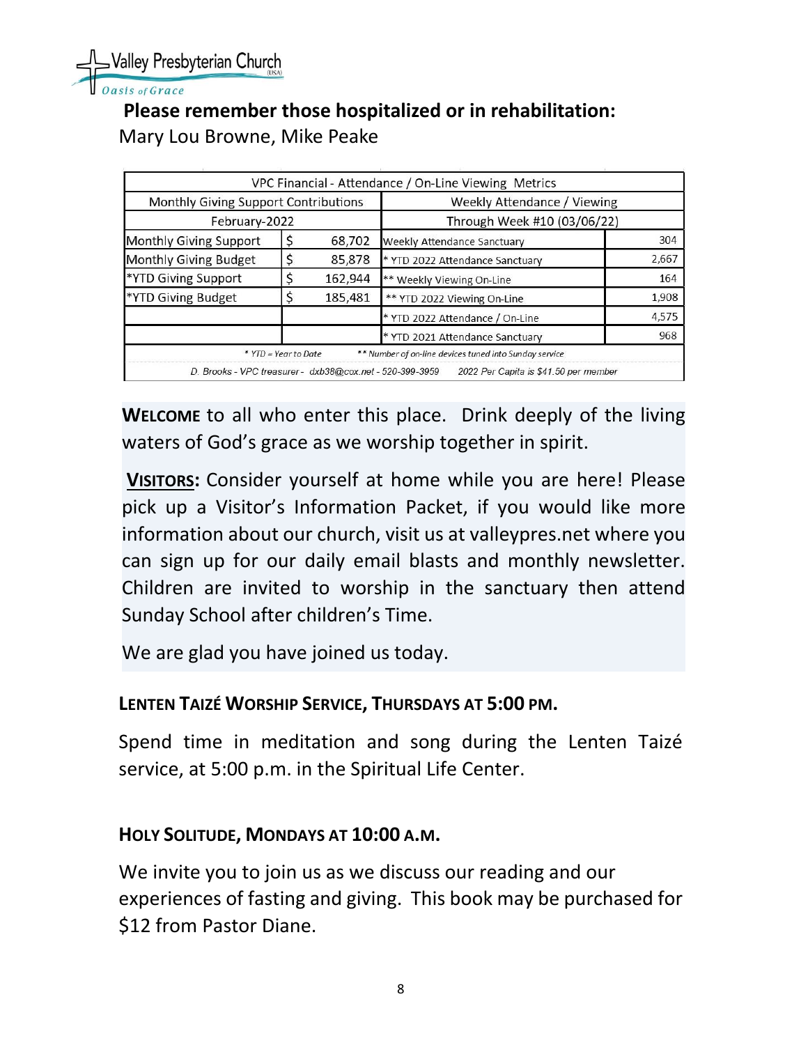Valley Presbyterian Church (USA)
*Oasis of Grace*

**Please remember those hospitalized or in rehabilitation:**
Mary Lou Browne, Mike Peake

| VPC Financial - Attendance / On-Line Viewing Metrics | | | | |
|---|---|---|---|---|
| Monthly Giving Support Contributions | | | Weekly Attendance / Viewing | |
| February-2022 | | | Through Week #10 (03/06/22) | |
| Monthly Giving Support | $ | 68,702 | Weekly Attendance Sanctuary | 304 |
| Monthly Giving Budget | $ | 85,878 | * YTD 2022 Attendance Sanctuary | 2,667 |
| *YTD Giving Support | $ | 162,944 | ** Weekly Viewing On-Line | 164 |
| *YTD Giving Budget | $ | 185,481 | ** YTD 2022 Viewing On-Line | 1,908 |
| | | | * YTD 2022 Attendance / On-Line | 4,575 |
| | | | * YTD 2021 Attendance Sanctuary | 968 |
| * YTD = Year to Date ** Number of on-line devices tuned into Sunday service | | | | |
| D. Brooks - VPC treasurer - dxb38@cox.net - 520-399-3959 2022 Per Capita is $41.50 per member | | | | |

**WELCOME** to all who enter this place. Drink deeply of the living waters of God's grace as we worship together in spirit.

**VISITORS:** Consider yourself at home while you are here! Please pick up a Visitor's Information Packet, if you would like more information about our church, visit us at valleypres.net where you can sign up for our daily email blasts and monthly newsletter. Children are invited to worship in the sanctuary then attend Sunday School after children's Time.

We are glad you have joined us today.

### LENTEN TAIZÉ WORSHIP SERVICE, THURSDAYS AT 5:00 PM.

Spend time in meditation and song during the Lenten Taizé service, at 5:00 p.m. in the Spiritual Life Center.

### HOLY SOLITUDE, MONDAYS AT 10:00 A.M.

We invite you to join us as we discuss our reading and our experiences of fasting and giving. This book may be purchased for $12 from Pastor Diane.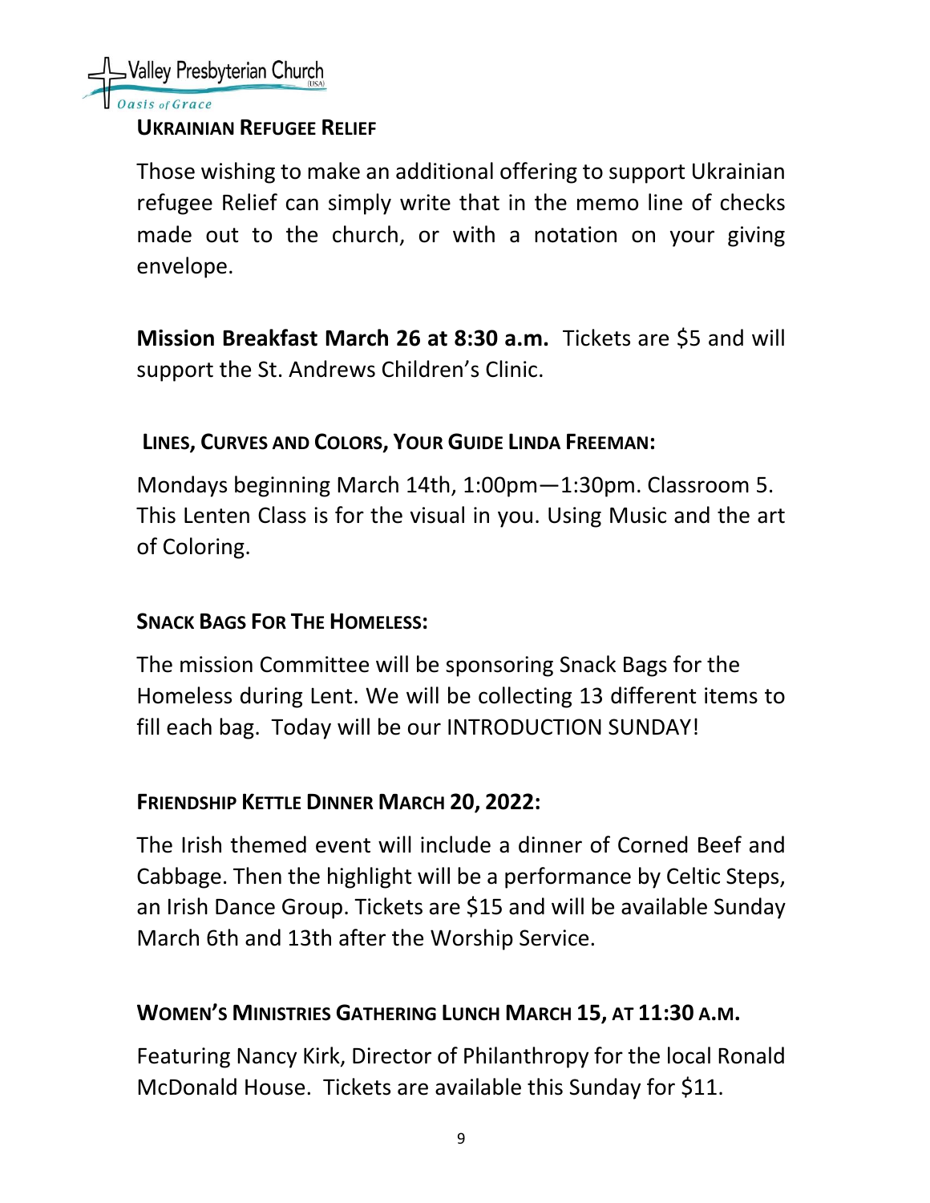## Ukrainian Refugee Relief

Those wishing to make an additional offering to support Ukrainian refugee Relief can simply write that in the memo line of checks made out to the church, or with a notation on your giving envelope.

**Mission Breakfast March 26 at 8:30 a.m.** Tickets are $5 and will support the St. Andrews Children's Clinic.

## Lines, Curves and Colors, Your Guide Linda Freeman:

Mondays beginning March 14th, 1:00pm—1:30pm. Classroom 5. This Lenten Class is for the visual in you. Using Music and the art of Coloring.

## Snack Bags For The Homeless:

The mission Committee will be sponsoring Snack Bags for the Homeless during Lent. We will be collecting 13 different items to fill each bag. Today will be our INTRODUCTION SUNDAY!

## Friendship Kettle Dinner March 20, 2022:

The Irish themed event will include a dinner of Corned Beef and Cabbage. Then the highlight will be a performance by Celtic Steps, an Irish Dance Group. Tickets are $15 and will be available Sunday March 6th and 13th after the Worship Service.

## Women's Ministries Gathering Lunch March 15, at 11:30 a.m.

Featuring Nancy Kirk, Director of Philanthropy for the local Ronald McDonald House. Tickets are available this Sunday for $11.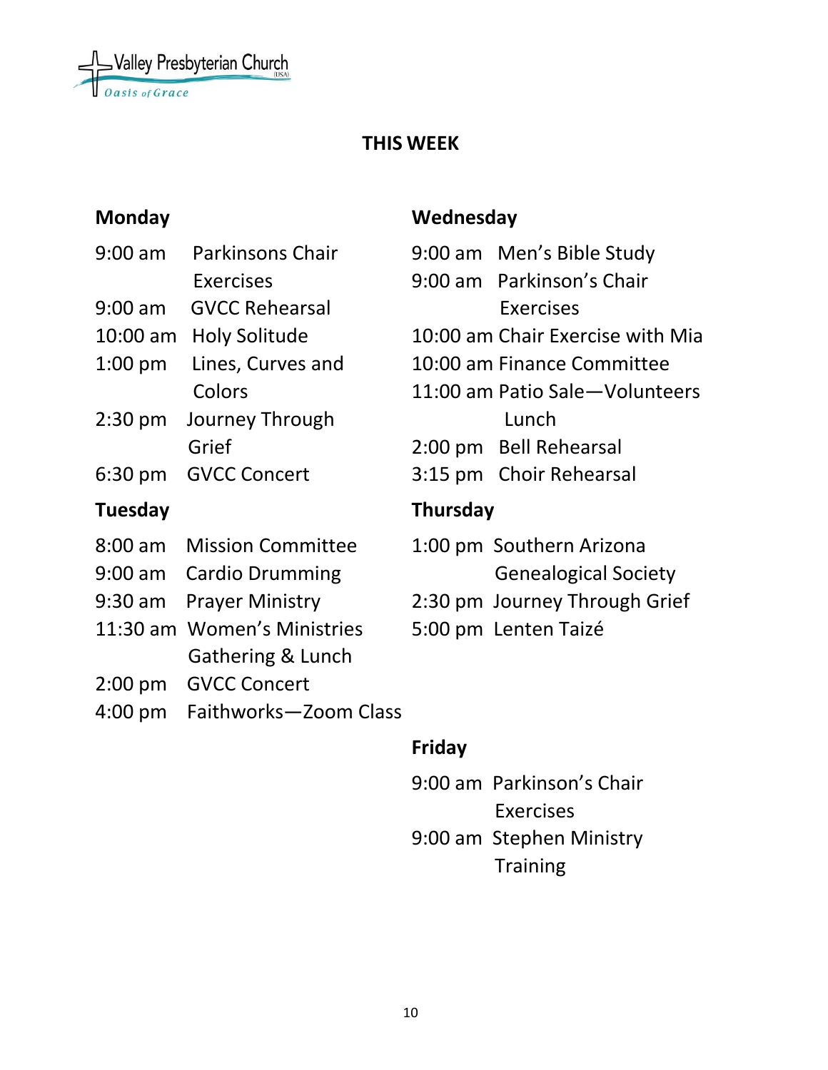Valley Presbyterian Church (USA)
Oasis of Grace

## THIS WEEK

### Monday

9:00 am Parkinsons Chair Exercises
9:00 am GVCC Rehearsal
10:00 am Holy Solitude
1:00 pm Lines, Curves and Colors
2:30 pm Journey Through Grief
6:30 pm GVCC Concert

### Tuesday

8:00 am Mission Committee
9:00 am Cardio Drumming
9:30 am Prayer Ministry
11:30 am Women's Ministries Gathering & Lunch
2:00 pm GVCC Concert
4:00 pm Faithworks—Zoom Class

### Wednesday

9:00 am Men's Bible Study
9:00 am Parkinson's Chair Exercises
10:00 am Chair Exercise with Mia
10:00 am Finance Committee
11:00 am Patio Sale—Volunteers Lunch
2:00 pm Bell Rehearsal
3:15 pm Choir Rehearsal

### Thursday

1:00 pm Southern Arizona Genealogical Society
2:30 pm Journey Through Grief
5:00 pm Lenten Taizé

### Friday

9:00 am Parkinson's Chair Exercises
9:00 am Stephen Ministry Training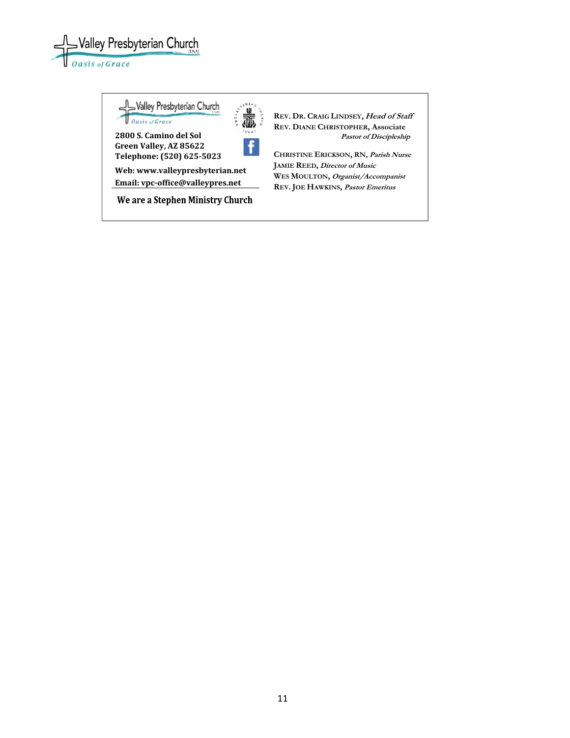Valley Presbyterian Church (USA)

*Oasis of Grace*

Valley Presbyterian Church

*Oasis of Grace*

**2800 S. Camino del Sol**
**Green Valley, AZ 85622**
**Telephone: (520) 625-5023**

**Web: www.valleypresbyterian.net**
**Email: vpc-office@valleypres.net**

**We are a Stephen Ministry Church**

REV. DR. CRAIG LINDSEY, ***Head of Staff***
REV. DIANE CHRISTOPHER, Associate
*Pastor of Discipleship*

CHRISTINE ERICKSON, RN, *Parish Nurse*
JAMIE REED, *Director of Music*
WES MOULTON, *Organist/Accompanist*
REV. JOE HAWKINS, *Pastor Emeritus*